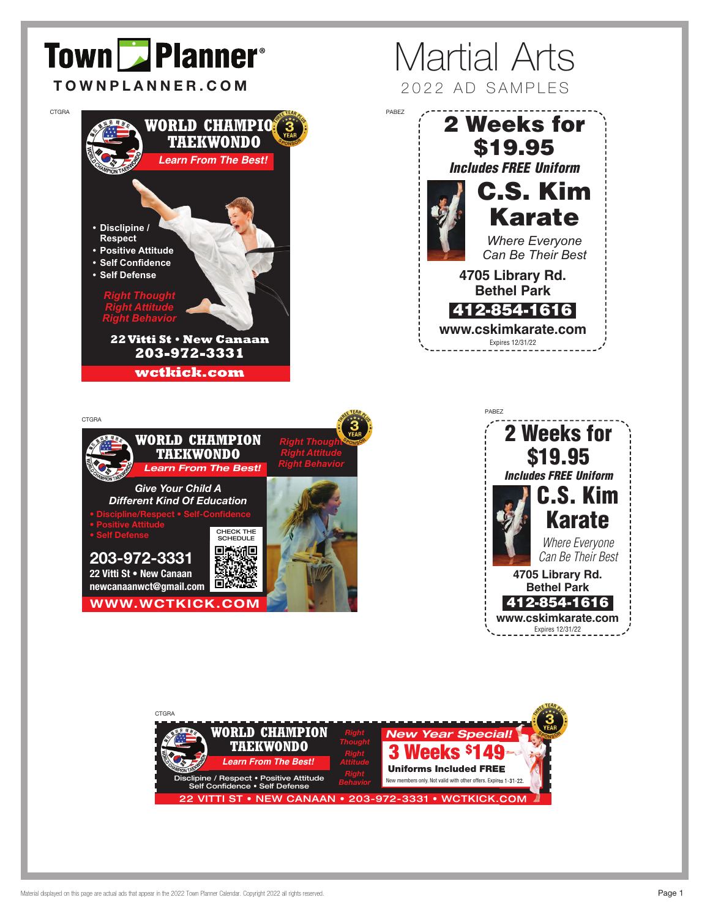# Town Planner®

**TOWNPLANNER.COM**

# Martial Arts

## 2022 AD SAMPLES

CTGRA

**WORLD CHAMPION TAEKWONDO**

THREE YEAR PLUS 3 YEAR SPONSOR

*Learn From The Best!*

- Disclipine / Respect
- Positive Attitude
- Self Confidence
- Self Defense

*Right Thought*
*Right Attitude*
*Right Behavior*

**22 Vitti St • New Canaan**
**203-972-3331**

**wctkick.com**

PABEZ

**2 Weeks for $19.95**

*Includes FREE Uniform*

**C.S. Kim Karate**

*Where Everyone Can Be Their Best*

**4705 Library Rd.**
**Bethel Park**

**412-854-1616**

**www.cskimkarate.com**

Expires 12/31/22

CTGRA

**WORLD CHAMPION TAEKWONDO**

THREE YEAR PLUS 3 YEAR SPONSOR

*Learn From The Best!*

*Right Thought*
*Right Attitude*
*Right Behavior*

*Give Your Child A Different Kind Of Education*

- Discipline/Respect • Self-Confidence
- Positive Attitude
- Self Defense

CHECK THE SCHEDULE

**203-972-3331**
22 Vitti St • New Canaan
newcanaanwct@gmail.com

**WWW.WCTKICK.COM**

PABEZ

**2 Weeks for $19.95**

*Includes FREE Uniform*

**C.S. Kim Karate**

*Where Everyone Can Be Their Best*

**4705 Library Rd.**
**Bethel Park**

**412-854-1616**

**www.cskimkarate.com**

Expires 12/31/22

CTGRA

**WORLD CHAMPION TAEKWONDO**

THREE YEAR PLUS 3 YEAR SPONSOR

*Learn From The Best!*

Disclipine / Respect • Positive Attitude
Self Confidence • Self Defense

*Right Thought*
*Right Attitude*
*Right Behavior*

***New Year Special!***

**3 Weeks $149**

**Uniforms Included FREE**

New members only. Not valid with other offers. Expires 1-31-22.

**22 VITTI ST • NEW CANAAN • 203-972-3331 • WCTKICK.COM**

Material displayed on this page are actual ads that appear in the 2022 Town Planner Calendar. Copyright 2022 all rights reserved.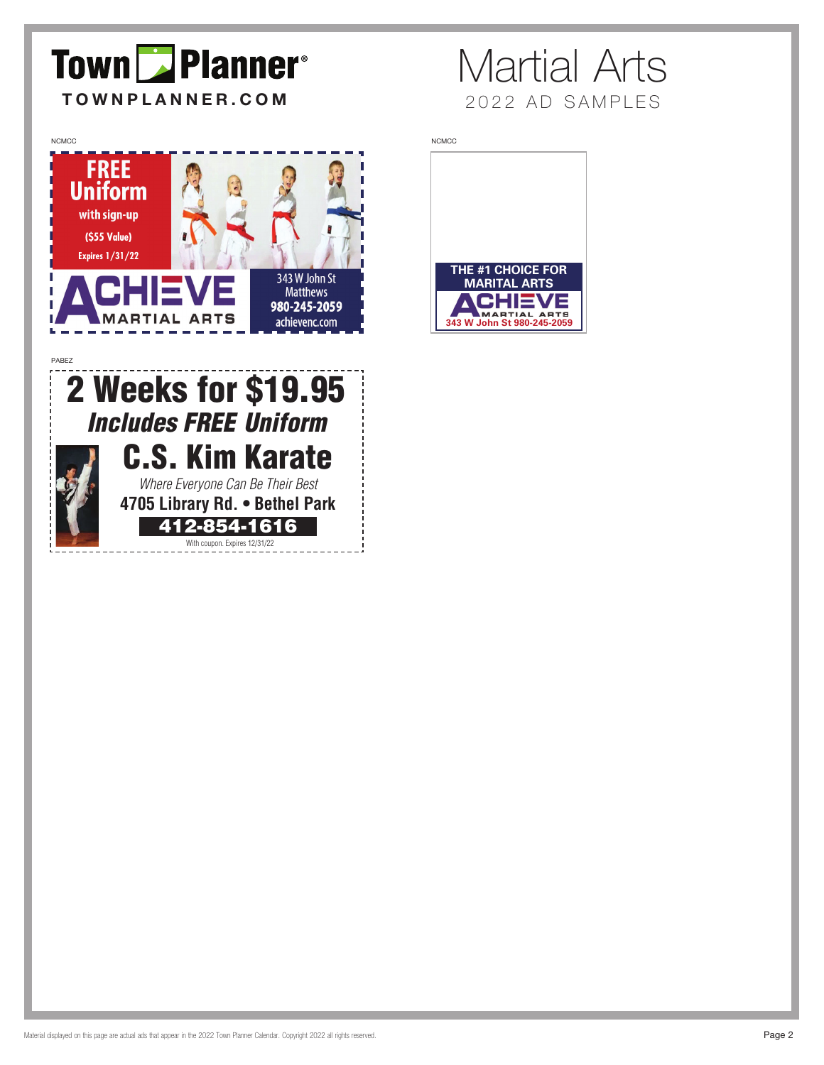# Town Planner

TOWNPLANNER.COM

# Martial Arts

## 2022 AD SAMPLES

NCMCC

**FREE Uniform**

with sign-up

($55 Value)

Expires 1/31/22

**ACHIEVE MARTIAL ARTS**

343 W John St
Matthews
**980-245-2059**
achievenc.com

NCMCC

**THE #1 CHOICE FOR MARITAL ARTS**

**ACHIEVE MARTIAL ARTS**

343 W John St 980-245-2059

PABEZ

**2 Weeks for $19.95**

***Includes FREE Uniform***

**C.S. Kim Karate**

*Where Everyone Can Be Their Best*

**4705 Library Rd. • Bethel Park**

**412-854-1616**

With coupon. Expires 12/31/22

Material displayed on this page are actual ads that appear in the 2022 Town Planner Calendar. Copyright 2022 all rights reserved.